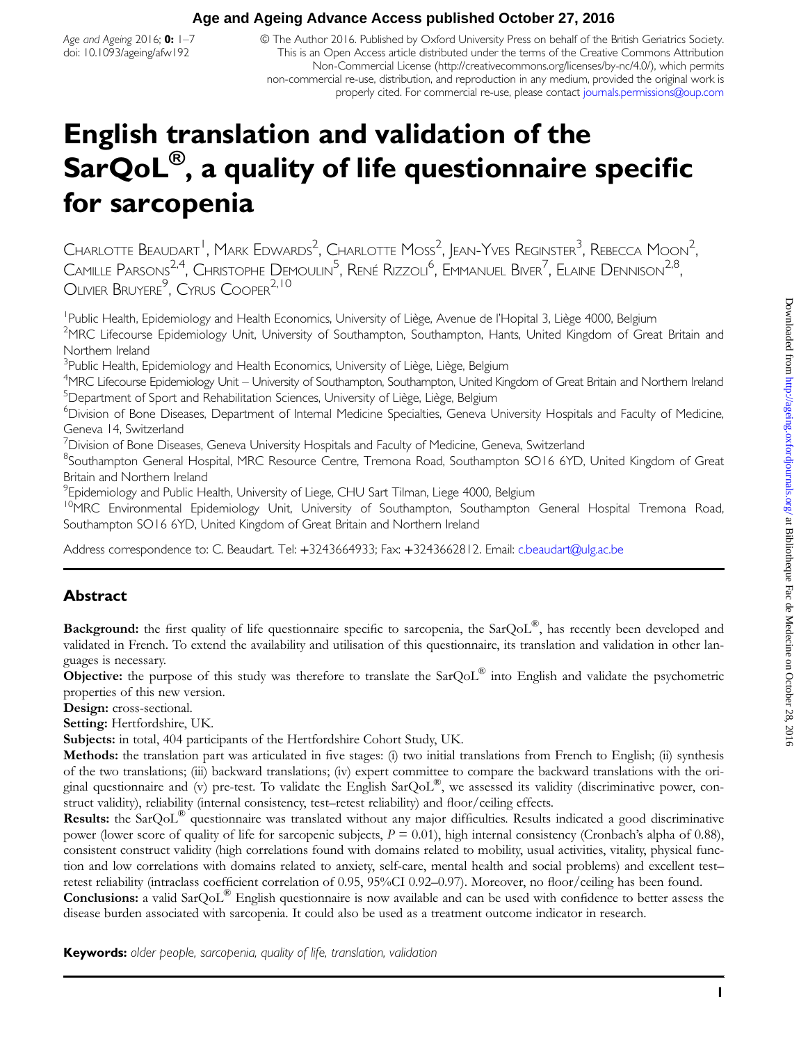# English translation and validation of the SarQoL®, a quality of life questionnaire specific for sarcopenia

Charlotte Beaudart[1], Mark Edwards[2], Charlotte Moss[2], Jean-Yves Reginster[3], Rebecca Moon[2], Camille Parsons[2,4], Christophe Demoulin[5], René Rizzoli[6], Emmanuel Biver[7], Elaine Dennison[2,8], Olivier Bruyere[9], Cyrus Cooper[2,10]

[1]Public Health, Epidemiology and Health Economics, University of Liège, Avenue de l'Hopital 3, Liège 4000, Belgium
[2]MRC Lifecourse Epidemiology Unit, University of Southampton, Southampton, Hants, United Kingdom of Great Britain and Northern Ireland
[3]Public Health, Epidemiology and Health Economics, University of Liège, Liège, Belgium
[4]MRC Lifecourse Epidemiology Unit – University of Southampton, Southampton, United Kingdom of Great Britain and Northern Ireland
[5]Department of Sport and Rehabilitation Sciences, University of Liège, Liège, Belgium
[6]Division of Bone Diseases, Department of Internal Medicine Specialties, Geneva University Hospitals and Faculty of Medicine, Geneva 14, Switzerland
[7]Division of Bone Diseases, Geneva University Hospitals and Faculty of Medicine, Geneva, Switzerland
[8]Southampton General Hospital, MRC Resource Centre, Tremona Road, Southampton SO16 6YD, United Kingdom of Great Britain and Northern Ireland
[9]Epidemiology and Public Health, University of Liege, CHU Sart Tilman, Liege 4000, Belgium
[10]MRC Environmental Epidemiology Unit, University of Southampton, Southampton General Hospital Tremona Road, Southampton SO16 6YD, United Kingdom of Great Britain and Northern Ireland

Address correspondence to: C. Beaudart. Tel: +3243664933; Fax: +3243662812. Email: c.beaudart@ulg.ac.be

## Abstract

**Background:** the first quality of life questionnaire specific to sarcopenia, the SarQoL®, has recently been developed and validated in French. To extend the availability and utilisation of this questionnaire, its translation and validation in other languages is necessary.

**Objective:** the purpose of this study was therefore to translate the SarQoL® into English and validate the psychometric properties of this new version.

**Design:** cross-sectional.

**Setting:** Hertfordshire, UK.

**Subjects:** in total, 404 participants of the Hertfordshire Cohort Study, UK.

**Methods:** the translation part was articulated in five stages: (i) two initial translations from French to English; (ii) synthesis of the two translations; (iii) backward translations; (iv) expert committee to compare the backward translations with the original questionnaire and (v) pre-test. To validate the English SarQoL®, we assessed its validity (discriminative power, construct validity), reliability (internal consistency, test–retest reliability) and floor/ceiling effects.

**Results:** the SarQoL® questionnaire was translated without any major difficulties. Results indicated a good discriminative power (lower score of quality of life for sarcopenic subjects, $P = 0.01$), high internal consistency (Cronbach's alpha of 0.88), consistent construct validity (high correlations found with domains related to mobility, usual activities, vitality, physical function and low correlations with domains related to anxiety, self-care, mental health and social problems) and excellent test–retest reliability (intraclass coefficient correlation of 0.95, 95%CI 0.92–0.97). Moreover, no floor/ceiling has been found.

**Conclusions:** a valid SarQoL® English questionnaire is now available and can be used with confidence to better assess the disease burden associated with sarcopenia. It could also be used as a treatment outcome indicator in research.

**Keywords:** *older people, sarcopenia, quality of life, translation, validation*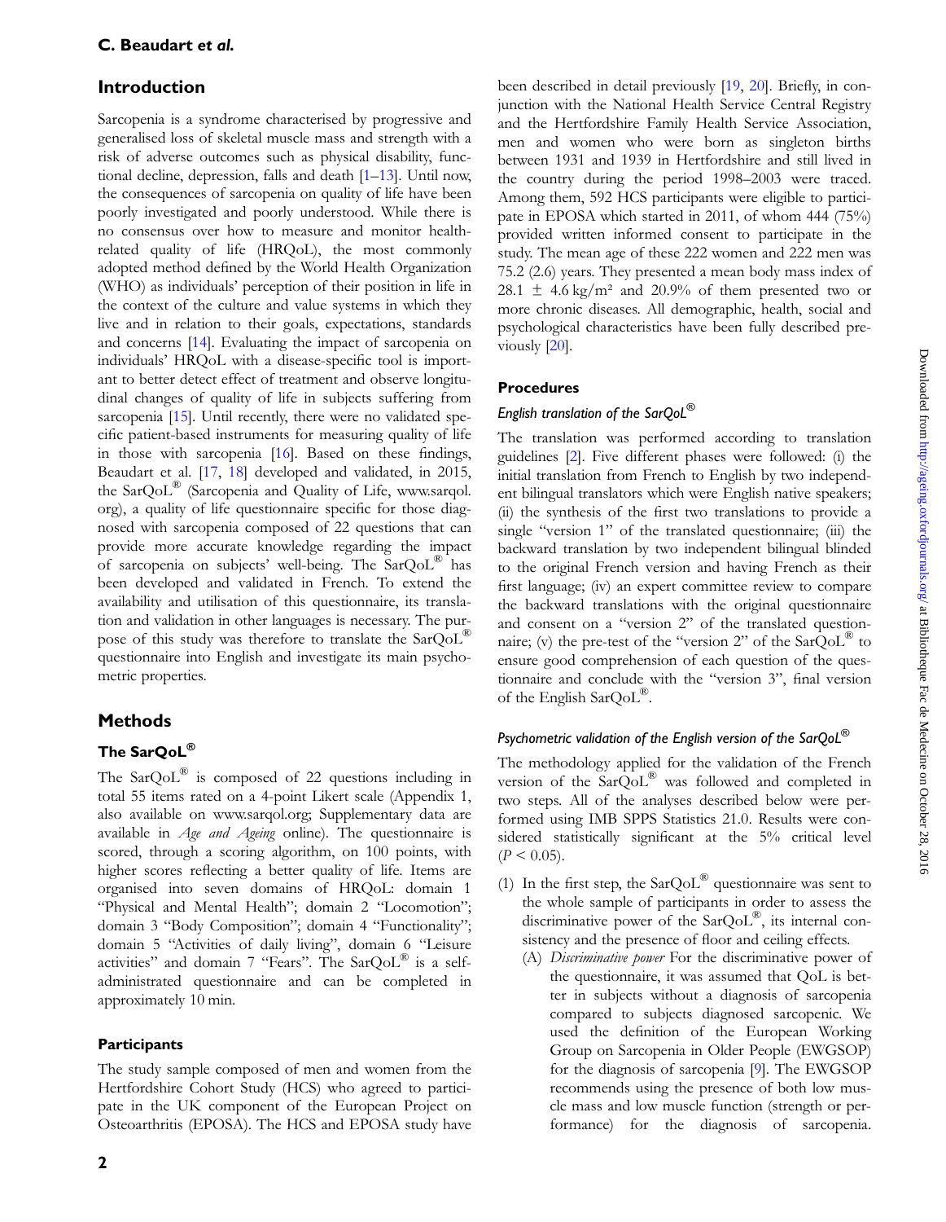## Introduction

Sarcopenia is a syndrome characterised by progressive and generalised loss of skeletal muscle mass and strength with a risk of adverse outcomes such as physical disability, functional decline, depression, falls and death [1–13]. Until now, the consequences of sarcopenia on quality of life have been poorly investigated and poorly understood. While there is no consensus over how to measure and monitor health-related quality of life (HRQoL), the most commonly adopted method defined by the World Health Organization (WHO) as individuals' perception of their position in life in the context of the culture and value systems in which they live and in relation to their goals, expectations, standards and concerns [14]. Evaluating the impact of sarcopenia on individuals' HRQoL with a disease-specific tool is important to better detect effect of treatment and observe longitudinal changes of quality of life in subjects suffering from sarcopenia [15]. Until recently, there were no validated specific patient-based instruments for measuring quality of life in those with sarcopenia [16]. Based on these findings, Beaudart et al. [17, 18] developed and validated, in 2015, the SarQoL® (Sarcopenia and Quality of Life, www.sarqol.org), a quality of life questionnaire specific for those diagnosed with sarcopenia composed of 22 questions that can provide more accurate knowledge regarding the impact of sarcopenia on subjects' well-being. The SarQoL® has been developed and validated in French. To extend the availability and utilisation of this questionnaire, its translation and validation in other languages is necessary. The purpose of this study was therefore to translate the SarQoL® questionnaire into English and investigate its main psychometric properties.

## Methods

### The SarQoL®

The SarQoL® is composed of 22 questions including in total 55 items rated on a 4-point Likert scale (Appendix 1, also available on www.sarqol.org; Supplementary data are available in *Age and Ageing* online). The questionnaire is scored, through a scoring algorithm, on 100 points, with higher scores reflecting a better quality of life. Items are organised into seven domains of HRQoL: domain 1 "Physical and Mental Health"; domain 2 "Locomotion"; domain 3 "Body Composition"; domain 4 "Functionality"; domain 5 "Activities of daily living", domain 6 "Leisure activities" and domain 7 "Fears". The SarQoL® is a self-administrated questionnaire and can be completed in approximately 10 min.

### Participants

The study sample composed of men and women from the Hertfordshire Cohort Study (HCS) who agreed to participate in the UK component of the European Project on Osteoarthritis (EPOSA). The HCS and EPOSA study have been described in detail previously [19, 20]. Briefly, in conjunction with the National Health Service Central Registry and the Hertfordshire Family Health Service Association, men and women who were born as singleton births between 1931 and 1939 in Hertfordshire and still lived in the country during the period 1998–2003 were traced. Among them, 592 HCS participants were eligible to participate in EPOSA which started in 2011, of whom 444 (75%) provided written informed consent to participate in the study. The mean age of these 222 women and 222 men was 75.2 (2.6) years. They presented a mean body mass index of 28.1 ± 4.6 kg/m² and 20.9% of them presented two or more chronic diseases. All demographic, health, social and psychological characteristics have been fully described previously [20].

### Procedures

#### *English translation of the SarQoL®*

The translation was performed according to translation guidelines [2]. Five different phases were followed: (i) the initial translation from French to English by two independent bilingual translators which were English native speakers; (ii) the synthesis of the first two translations to provide a single "version 1" of the translated questionnaire; (iii) the backward translation by two independent bilingual blinded to the original French version and having French as their first language; (iv) an expert committee review to compare the backward translations with the original questionnaire and consent on a "version 2" of the translated questionnaire; (v) the pre-test of the "version 2" of the SarQoL® to ensure good comprehension of each question of the questionnaire and conclude with the "version 3", final version of the English SarQoL®.

#### *Psychometric validation of the English version of the SarQoL®*

The methodology applied for the validation of the French version of the SarQoL® was followed and completed in two steps. All of the analyses described below were performed using IMB SPPS Statistics 21.0. Results were considered statistically significant at the 5% critical level ($P < 0.05$).

(1) In the first step, the SarQoL® questionnaire was sent to the whole sample of participants in order to assess the discriminative power of the SarQoL®, its internal consistency and the presence of floor and ceiling effects.
   (A) *Discriminative power* For the discriminative power of the questionnaire, it was assumed that QoL is better in subjects without a diagnosis of sarcopenia compared to subjects diagnosed sarcopenic. We used the definition of the European Working Group on Sarcopenia in Older People (EWGSOP) for the diagnosis of sarcopenia [9]. The EWGSOP recommends using the presence of both low muscle mass and low muscle function (strength or performance) for the diagnosis of sarcopenia.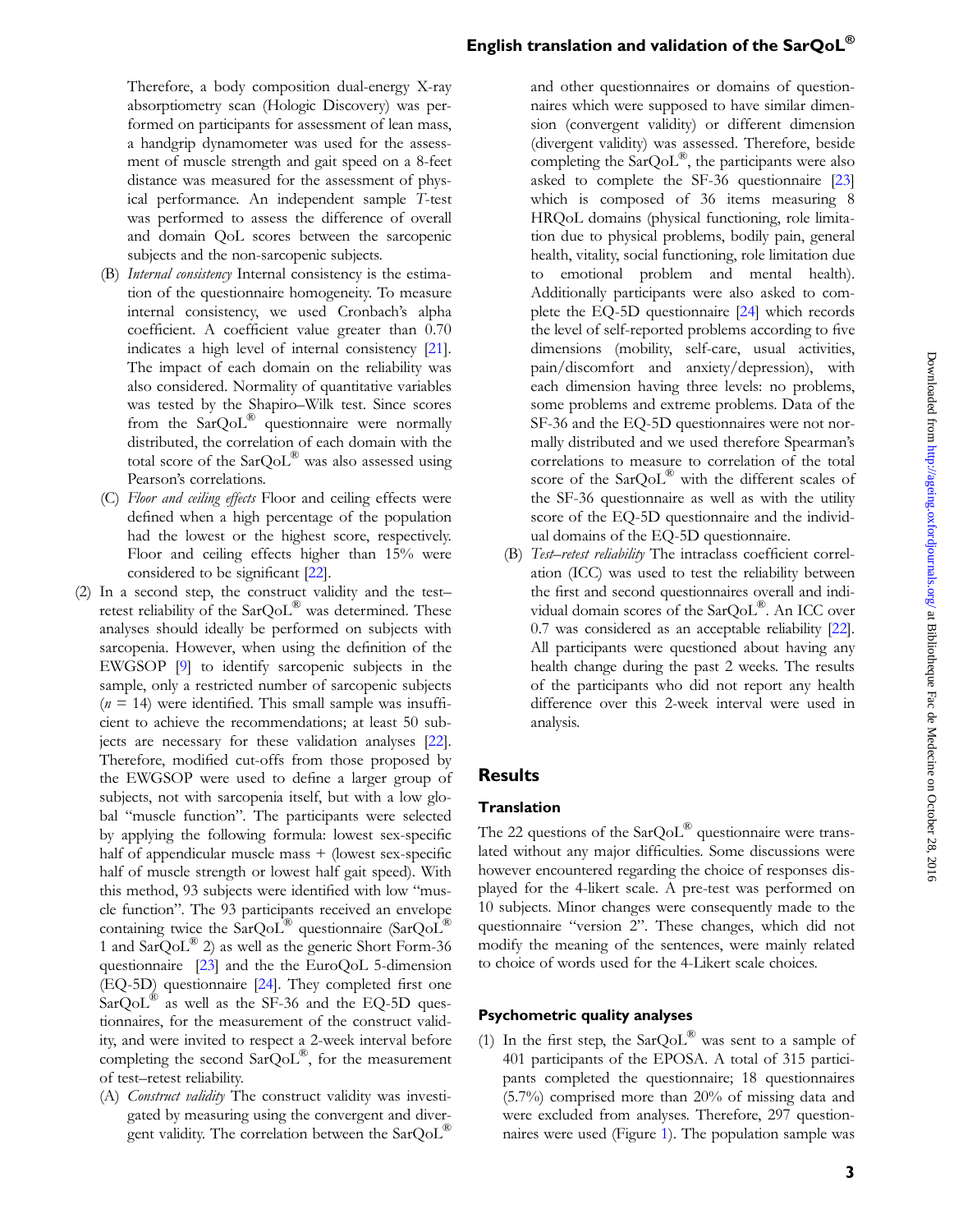Therefore, a body composition dual-energy X-ray absorptiometry scan (Hologic Discovery) was performed on participants for assessment of lean mass, a handgrip dynamometer was used for the assessment of muscle strength and gait speed on a 8-feet distance was measured for the assessment of physical performance. An independent sample *T*-test was performed to assess the difference of overall and domain QoL scores between the sarcopenic subjects and the non-sarcopenic subjects.

(B) *Internal consistency* Internal consistency is the estimation of the questionnaire homogeneity. To measure internal consistency, we used Cronbach's alpha coefficient. A coefficient value greater than 0.70 indicates a high level of internal consistency [21]. The impact of each domain on the reliability was also considered. Normality of quantitative variables was tested by the Shapiro–Wilk test. Since scores from the SarQoL® questionnaire were normally distributed, the correlation of each domain with the total score of the SarQoL® was also assessed using Pearson's correlations.

(C) *Floor and ceiling effects* Floor and ceiling effects were defined when a high percentage of the population had the lowest or the highest score, respectively. Floor and ceiling effects higher than 15% were considered to be significant [22].

(2) In a second step, the construct validity and the test–retest reliability of the SarQoL® was determined. These analyses should ideally be performed on subjects with sarcopenia. However, when using the definition of the EWGSOP [9] to identify sarcopenic subjects in the sample, only a restricted number of sarcopenic subjects ($n$ = 14) were identified. This small sample was insufficient to achieve the recommendations; at least 50 subjects are necessary for these validation analyses [22]. Therefore, modified cut-offs from those proposed by the EWGSOP were used to define a larger group of subjects, not with sarcopenia itself, but with a low global "muscle function". The participants were selected by applying the following formula: lowest sex-specific half of appendicular muscle mass + (lowest sex-specific half of muscle strength or lowest half gait speed). With this method, 93 subjects were identified with low "muscle function". The 93 participants received an envelope containing twice the SarQoL® questionnaire (SarQoL® 1 and SarQoL® 2) as well as the generic Short Form-36 questionnaire [23] and the the EuroQoL 5-dimension (EQ-5D) questionnaire [24]. They completed first one SarQoL® as well as the SF-36 and the EQ-5D questionnaires, for the measurement of the construct validity, and were invited to respect a 2-week interval before completing the second SarQoL®, for the measurement of test–retest reliability.

(A) *Construct validity* The construct validity was investigated by measuring using the convergent and divergent validity. The correlation between the SarQoL® and other questionnaires or domains of questionnaires which were supposed to have similar dimension (convergent validity) or different dimension (divergent validity) was assessed. Therefore, beside completing the SarQoL®, the participants were also asked to complete the SF-36 questionnaire [23] which is composed of 36 items measuring 8 HRQoL domains (physical functioning, role limitation due to physical problems, bodily pain, general health, vitality, social functioning, role limitation due to emotional problem and mental health). Additionally participants were also asked to complete the EQ-5D questionnaire [24] which records the level of self-reported problems according to five dimensions (mobility, self-care, usual activities, pain/discomfort and anxiety/depression), with each dimension having three levels: no problems, some problems and extreme problems. Data of the SF-36 and the EQ-5D questionnaires were not normally distributed and we used therefore Spearman's correlations to measure to correlation of the total score of the SarQoL® with the different scales of the SF-36 questionnaire as well as with the utility score of the EQ-5D questionnaire and the individual domains of the EQ-5D questionnaire.

(B) *Test–retest reliability* The intraclass coefficient correlation (ICC) was used to test the reliability between the first and second questionnaires overall and individual domain scores of the SarQoL®. An ICC over 0.7 was considered as an acceptable reliability [22]. All participants were questioned about having any health change during the past 2 weeks. The results of the participants who did not report any health difference over this 2-week interval were used in analysis.

## Results

### Translation

The 22 questions of the SarQoL® questionnaire were translated without any major difficulties. Some discussions were however encountered regarding the choice of responses displayed for the 4-likert scale. A pre-test was performed on 10 subjects. Minor changes were consequently made to the questionnaire "version 2". These changes, which did not modify the meaning of the sentences, were mainly related to choice of words used for the 4-Likert scale choices.

### Psychometric quality analyses

(1) In the first step, the SarQoL® was sent to a sample of 401 participants of the EPOSA. A total of 315 participants completed the questionnaire; 18 questionnaires (5.7%) comprised more than 20% of missing data and were excluded from analyses. Therefore, 297 questionnaires were used (Figure 1). The population sample was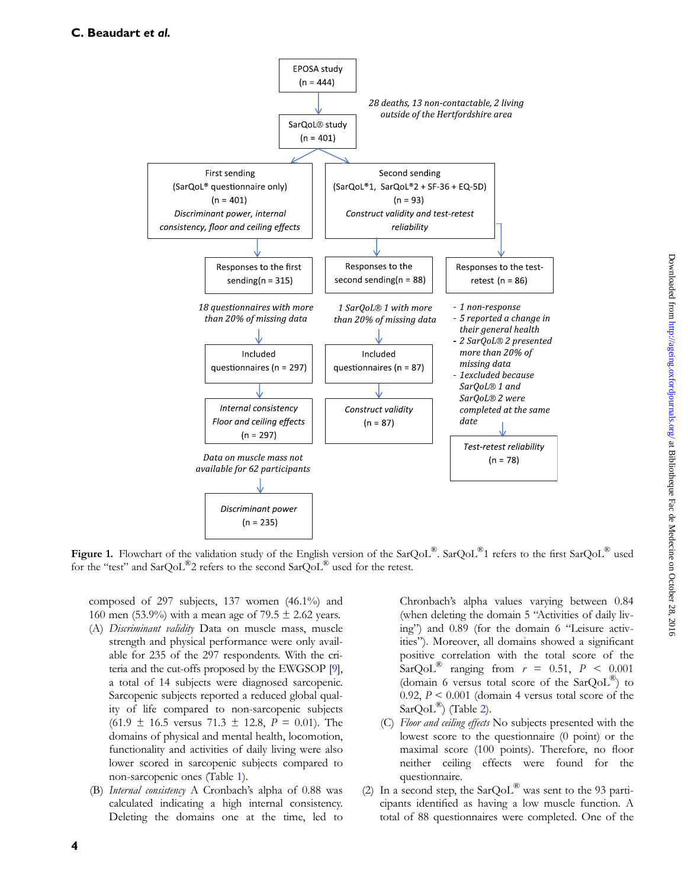EPOSA study (n = 444)

*28 deaths, 13 non-contactable, 2 living outside of the Hertfordshire area*

SarQoL® study (n = 401)

First sending (SarQoL® questionnaire only) (n = 401) *Discriminant power, internal consistency, floor and ceiling effects*

Second sending (SarQoL®1, SarQoL®2 + SF-36 + EQ-5D) (n = 93) *Construct validity and test-retest reliability*

Responses to the first sending(n = 315)

*18 questionnaires with more than 20% of missing data*

Included questionnaires (n = 297)

*Internal consistency Floor and ceiling effects* (n = 297)

*Data on muscle mass not available for 62 participants*

*Discriminant power* (n = 235)

Responses to the second sending(n = 88)

*1 SarQoL® 1 with more than 20% of missing data*

Included questionnaires (n = 87)

*Construct validity* (n = 87)

Responses to the test-retest (n = 86)

- *1 non-response*
- *5 reported a change in their general health*
- *2 SarQoL® 2 presented more than 20% of missing data*
- *1excluded because SarQoL® 1 and SarQoL® 2 were completed at the same date*

*Test-retest reliability* (n = 78)

**Figure 1.** Flowchart of the validation study of the English version of the SarQoL®. SarQoL®1 refers to the first SarQoL® used for the "test" and SarQoL®2 refers to the second SarQoL® used for the retest.

composed of 297 subjects, 137 women (46.1%) and 160 men (53.9%) with a mean age of 79.5 ± 2.62 years.

(A) *Discriminant validity* Data on muscle mass, muscle strength and physical performance were only available for 235 of the 297 respondents. With the criteria and the cut-offs proposed by the EWGSOP [9], a total of 14 subjects were diagnosed sarcopenic. Sarcopenic subjects reported a reduced global quality of life compared to non-sarcopenic subjects (61.9 ± 16.5 versus 71.3 ± 12.8, $P$ = 0.01). The domains of physical and mental health, locomotion, functionality and activities of daily living were also lower scored in sarcopenic subjects compared to non-sarcopenic ones (Table 1).

(B) *Internal consistency* A Cronbach's alpha of 0.88 was calculated indicating a high internal consistency. Deleting the domains one at the time, led to Chronbach's alpha values varying between 0.84 (when deleting the domain 5 "Activities of daily living") and 0.89 (for the domain 6 "Leisure activities"). Moreover, all domains showed a significant positive correlation with the total score of the SarQoL® ranging from $r$ = 0.51, $P$ < 0.001 (domain 6 versus total score of the SarQoL®) to 0.92, $P$ < 0.001 (domain 4 versus total score of the SarQoL®) (Table 2).

(C) *Floor and ceiling effects* No subjects presented with the lowest score to the questionnaire (0 point) or the maximal score (100 points). Therefore, no floor neither ceiling effects were found for the questionnaire.

(2) In a second step, the SarQoL® was sent to the 93 participants identified as having a low muscle function. A total of 88 questionnaires were completed. One of the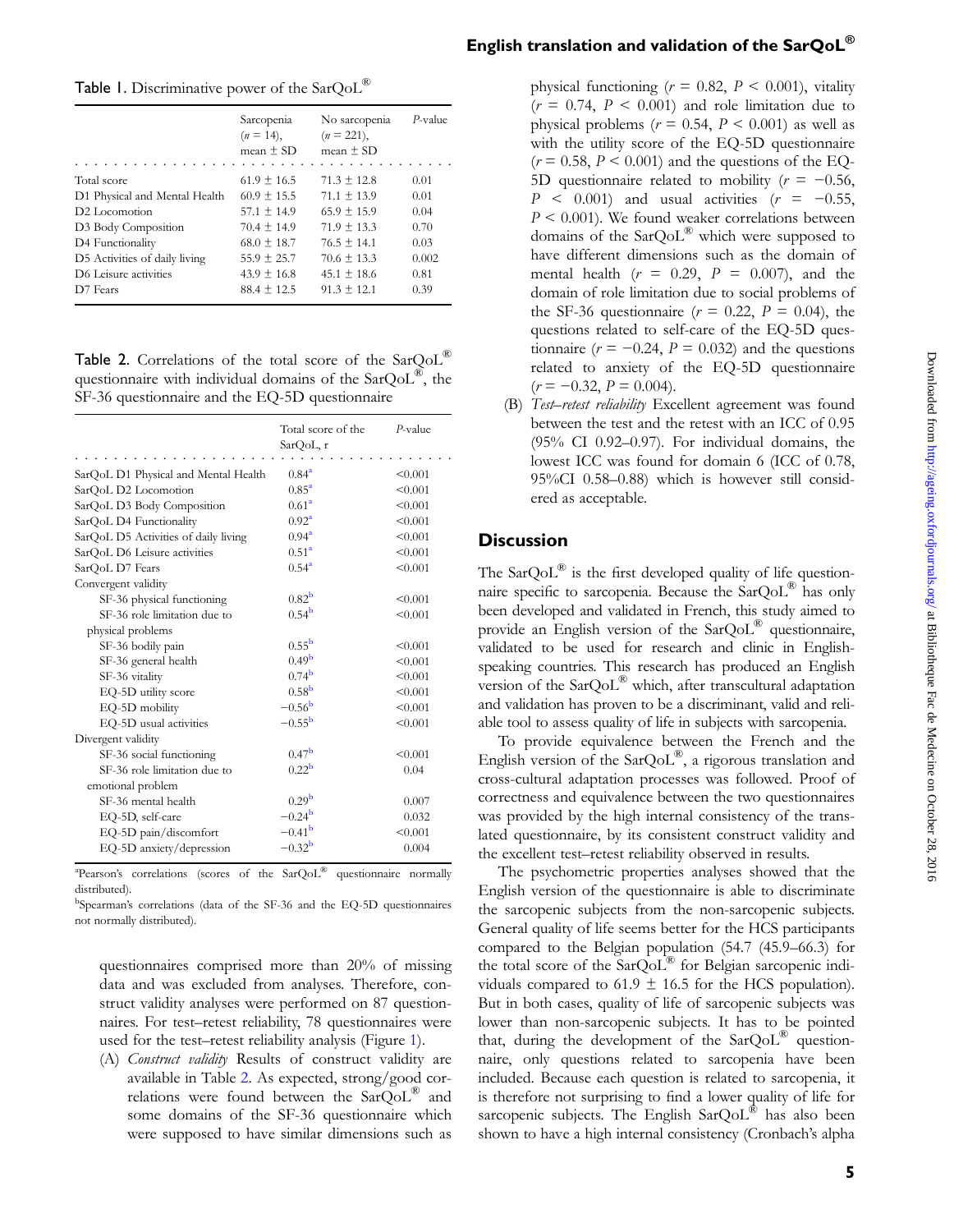Table 1. Discriminative power of the SarQoL®

| | Sarcopenia ($n = 14$), mean ± SD | No sarcopenia ($n = 221$), mean ± SD | $P$-value |
|---|---|---|---|
| Total score | 61.9 ± 16.5 | 71.3 ± 12.8 | 0.01 |
| D1 Physical and Mental Health | 60.9 ± 15.5 | 71.1 ± 13.9 | 0.01 |
| D2 Locomotion | 57.1 ± 14.9 | 65.9 ± 15.9 | 0.04 |
| D3 Body Composition | 70.4 ± 14.9 | 71.9 ± 13.3 | 0.70 |
| D4 Functionality | 68.0 ± 18.7 | 76.5 ± 14.1 | 0.03 |
| D5 Activities of daily living | 55.9 ± 25.7 | 70.6 ± 13.3 | 0.002 |
| D6 Leisure activities | 43.9 ± 16.8 | 45.1 ± 18.6 | 0.81 |
| D7 Fears | 88.4 ± 12.5 | 91.3 ± 12.1 | 0.39 |

Table 2. Correlations of the total score of the SarQoL® questionnaire with individual domains of the SarQoL®, the SF-36 questionnaire and the EQ-5D questionnaire

| | Total score of the SarQoL, r | $P$-value |
|---|---|---|
| SarQoL D1 Physical and Mental Health | 0.84[a] | <0.001 |
| SarQoL D2 Locomotion | 0.85[a] | <0.001 |
| SarQoL D3 Body Composition | 0.61[a] | <0.001 |
| SarQoL D4 Functionality | 0.92[a] | <0.001 |
| SarQoL D5 Activities of daily living | 0.94[a] | <0.001 |
| SarQoL D6 Leisure activities | 0.51[a] | <0.001 |
| SarQoL D7 Fears | 0.54[a] | <0.001 |
| Convergent validity | | |
| SF-36 physical functioning | 0.82[b] | <0.001 |
| SF-36 role limitation due to physical problems | 0.54[b] | <0.001 |
| SF-36 bodily pain | 0.55[b] | <0.001 |
| SF-36 general health | 0.49[b] | <0.001 |
| SF-36 vitality | 0.74[b] | <0.001 |
| EQ-5D utility score | 0.58[b] | <0.001 |
| EQ-5D mobility | −0.56[b] | <0.001 |
| EQ-5D usual activities | −0.55[b] | <0.001 |
| Divergent validity | | |
| SF-36 social functioning | 0.47[b] | <0.001 |
| SF-36 role limitation due to emotional problem | 0.22[b] | 0.04 |
| SF-36 mental health | 0.29[b] | 0.007 |
| EQ-5D, self-care | −0.24[b] | 0.032 |
| EQ-5D pain/discomfort | −0.41[b] | <0.001 |
| EQ-5D anxiety/depression | −0.32[b] | 0.004 |

[a]Pearson's correlations (scores of the SarQoL® questionnaire normally distributed).

[b]Spearman's correlations (data of the SF-36 and the EQ-5D questionnaires not normally distributed).

questionnaires comprised more than 20% of missing data and was excluded from analyses. Therefore, construct validity analyses were performed on 87 questionnaires. For test–retest reliability, 78 questionnaires were used for the test–retest reliability analysis (Figure 1).

(A) *Construct validity* Results of construct validity are available in Table 2. As expected, strong/good correlations were found between the SarQoL® and some domains of the SF-36 questionnaire which were supposed to have similar dimensions such as physical functioning ($r = 0.82$, $P < 0.001$), vitality ($r = 0.74$, $P < 0.001$) and role limitation due to physical problems ($r = 0.54$, $P < 0.001$) as well as with the utility score of the EQ-5D questionnaire ($r = 0.58$, $P < 0.001$) and the questions of the EQ-5D questionnaire related to mobility ($r = -0.56$, $P < 0.001$) and usual activities ($r = -0.55$, $P < 0.001$). We found weaker correlations between domains of the SarQoL® which were supposed to have different dimensions such as the domain of mental health ($r = 0.29$, $P = 0.007$), and the domain of role limitation due to social problems of the SF-36 questionnaire ($r = 0.22$, $P = 0.04$), the questions related to self-care of the EQ-5D questionnaire ($r = -0.24$, $P = 0.032$) and the questions related to anxiety of the EQ-5D questionnaire ($r = -0.32$, $P = 0.004$).

(B) *Test–retest reliability* Excellent agreement was found between the test and the retest with an ICC of 0.95 (95% CI 0.92–0.97). For individual domains, the lowest ICC was found for domain 6 (ICC of 0.78, 95%CI 0.58–0.88) which is however still considered as acceptable.

## Discussion

The SarQoL® is the first developed quality of life questionnaire specific to sarcopenia. Because the SarQoL® has only been developed and validated in French, this study aimed to provide an English version of the SarQoL® questionnaire, validated to be used for research and clinic in English-speaking countries. This research has produced an English version of the SarQoL® which, after transcultural adaptation and validation has proven to be a discriminant, valid and reliable tool to assess quality of life in subjects with sarcopenia.

To provide equivalence between the French and the English version of the SarQoL®, a rigorous translation and cross-cultural adaptation processes was followed. Proof of correctness and equivalence between the two questionnaires was provided by the high internal consistency of the translated questionnaire, by its consistent construct validity and the excellent test–retest reliability observed in results.

The psychometric properties analyses showed that the English version of the questionnaire is able to discriminate the sarcopenic subjects from the non-sarcopenic subjects. General quality of life seems better for the HCS participants compared to the Belgian population (54.7 (45.9–66.3) for the total score of the SarQoL® for Belgian sarcopenic individuals compared to 61.9 ± 16.5 for the HCS population). But in both cases, quality of life of sarcopenic subjects was lower than non-sarcopenic subjects. It has to be pointed that, during the development of the SarQoL® questionnaire, only questions related to sarcopenia have been included. Because each question is related to sarcopenia, it is therefore not surprising to find a lower quality of life for sarcopenic subjects. The English SarQoL® has also been shown to have a high internal consistency (Cronbach's alpha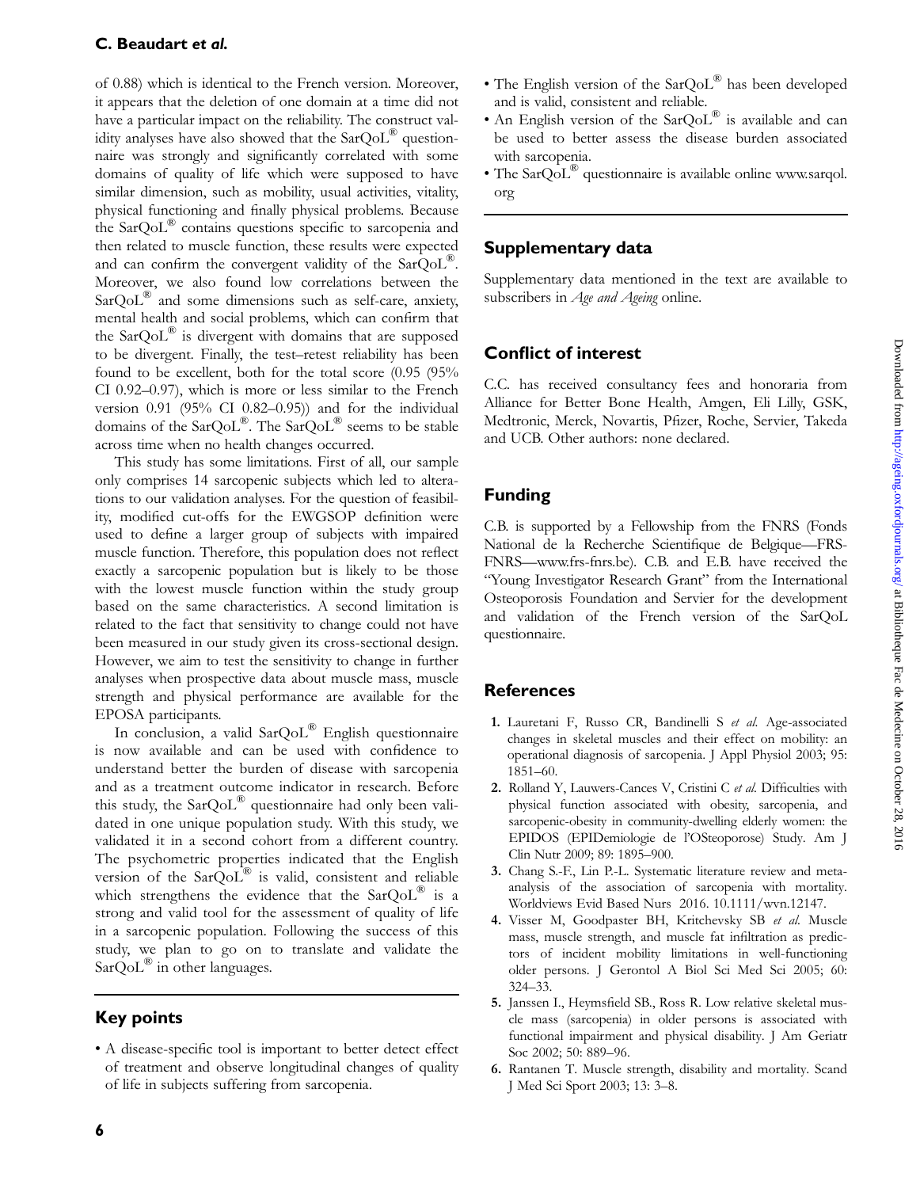of 0.88) which is identical to the French version. Moreover, it appears that the deletion of one domain at a time did not have a particular impact on the reliability. The construct validity analyses have also showed that the SarQoL® questionnaire was strongly and significantly correlated with some domains of quality of life which were supposed to have similar dimension, such as mobility, usual activities, vitality, physical functioning and finally physical problems. Because the SarQoL® contains questions specific to sarcopenia and then related to muscle function, these results were expected and can confirm the convergent validity of the SarQoL®. Moreover, we also found low correlations between the SarQoL® and some dimensions such as self-care, anxiety, mental health and social problems, which can confirm that the SarQoL® is divergent with domains that are supposed to be divergent. Finally, the test–retest reliability has been found to be excellent, both for the total score (0.95 (95% CI 0.92–0.97), which is more or less similar to the French version 0.91 (95% CI 0.82–0.95)) and for the individual domains of the SarQoL®. The SarQoL® seems to be stable across time when no health changes occurred.

This study has some limitations. First of all, our sample only comprises 14 sarcopenic subjects which led to alterations to our validation analyses. For the question of feasibility, modified cut-offs for the EWGSOP definition were used to define a larger group of subjects with impaired muscle function. Therefore, this population does not reflect exactly a sarcopenic population but is likely to be those with the lowest muscle function within the study group based on the same characteristics. A second limitation is related to the fact that sensitivity to change could not have been measured in our study given its cross-sectional design. However, we aim to test the sensitivity to change in further analyses when prospective data about muscle mass, muscle strength and physical performance are available for the EPOSA participants.

In conclusion, a valid SarQoL® English questionnaire is now available and can be used with confidence to understand better the burden of disease with sarcopenia and as a treatment outcome indicator in research. Before this study, the SarQoL® questionnaire had only been validated in one unique population study. With this study, we validated it in a second cohort from a different country. The psychometric properties indicated that the English version of the SarQoL® is valid, consistent and reliable which strengthens the evidence that the SarQoL® is a strong and valid tool for the assessment of quality of life in a sarcopenic population. Following the success of this study, we plan to go on to translate and validate the SarQoL® in other languages.

## Key points

- A disease-specific tool is important to better detect effect of treatment and observe longitudinal changes of quality of life in subjects suffering from sarcopenia.
- The English version of the SarQoL® has been developed and is valid, consistent and reliable.
- An English version of the SarQoL® is available and can be used to better assess the disease burden associated with sarcopenia.
- The SarQoL® questionnaire is available online www.sarqol.org

## Supplementary data

Supplementary data mentioned in the text are available to subscribers in *Age and Ageing* online.

## Conflict of interest

C.C. has received consultancy fees and honoraria from Alliance for Better Bone Health, Amgen, Eli Lilly, GSK, Medtronic, Merck, Novartis, Pfizer, Roche, Servier, Takeda and UCB. Other authors: none declared.

## Funding

C.B. is supported by a Fellowship from the FNRS (Fonds National de la Recherche Scientifique de Belgique—FRS-FNRS—www.frs-fnrs.be). C.B. and E.B. have received the "Young Investigator Research Grant" from the International Osteoporosis Foundation and Servier for the development and validation of the French version of the SarQoL questionnaire.

## References

1. Lauretani F, Russo CR, Bandinelli S *et al.* Age-associated changes in skeletal muscles and their effect on mobility: an operational diagnosis of sarcopenia. J Appl Physiol 2003; 95: 1851–60.
2. Rolland Y, Lauwers-Cances V, Cristini C *et al.* Difficulties with physical function associated with obesity, sarcopenia, and sarcopenic-obesity in community-dwelling elderly women: the EPIDOS (EPIDemiologie de l'OSteoporose) Study. Am J Clin Nutr 2009; 89: 1895–900.
3. Chang S.-F., Lin P.-L. Systematic literature review and meta-analysis of the association of sarcopenia with mortality. Worldviews Evid Based Nurs 2016. 10.1111/wvn.12147.
4. Visser M, Goodpaster BH, Kritchevsky SB *et al.* Muscle mass, muscle strength, and muscle fat infiltration as predictors of incident mobility limitations in well-functioning older persons. J Gerontol A Biol Sci Med Sci 2005; 60: 324–33.
5. Janssen I., Heymsfield SB., Ross R. Low relative skeletal muscle mass (sarcopenia) in older persons is associated with functional impairment and physical disability. J Am Geriatr Soc 2002; 50: 889–96.
6. Rantanen T. Muscle strength, disability and mortality. Scand J Med Sci Sport 2003; 13: 3–8.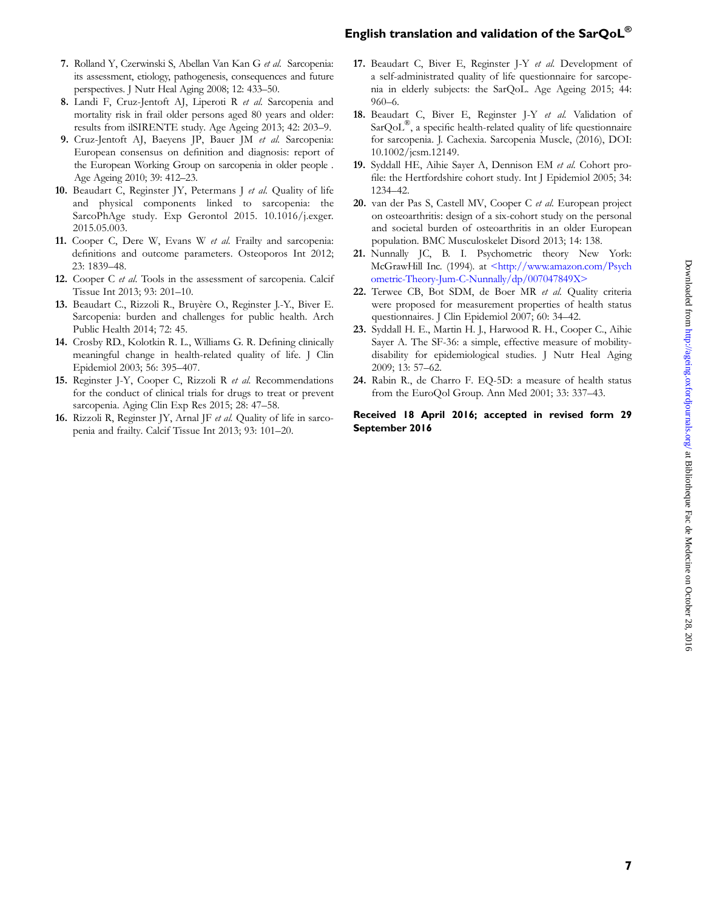7. Rolland Y, Czerwinski S, Abellan Van Kan G *et al.* Sarcopenia: its assessment, etiology, pathogenesis, consequences and future perspectives. J Nutr Heal Aging 2008; 12: 433–50.
8. Landi F, Cruz-Jentoft AJ, Liperoti R *et al.* Sarcopenia and mortality risk in frail older persons aged 80 years and older: results from ilSIRENTE study. Age Ageing 2013; 42: 203–9.
9. Cruz-Jentoft AJ, Baeyens JP, Bauer JM *et al.* Sarcopenia: European consensus on definition and diagnosis: report of the European Working Group on sarcopenia in older people . Age Ageing 2010; 39: 412–23.
10. Beaudart C, Reginster JY, Petermans J *et al.* Quality of life and physical components linked to sarcopenia: the SarcoPhAge study. Exp Gerontol 2015. 10.1016/j.exger.2015.05.003.
11. Cooper C, Dere W, Evans W *et al.* Frailty and sarcopenia: definitions and outcome parameters. Osteoporos Int 2012; 23: 1839–48.
12. Cooper C *et al.* Tools in the assessment of sarcopenia. Calcif Tissue Int 2013; 93: 201–10.
13. Beaudart C., Rizzoli R., Bruyère O., Reginster J.-Y., Biver E. Sarcopenia: burden and challenges for public health. Arch Public Health 2014; 72: 45.
14. Crosby RD., Kolotkin R. L., Williams G. R. Defining clinically meaningful change in health-related quality of life. J Clin Epidemiol 2003; 56: 395–407.
15. Reginster J-Y, Cooper C, Rizzoli R *et al.* Recommendations for the conduct of clinical trials for drugs to treat or prevent sarcopenia. Aging Clin Exp Res 2015; 28: 47–58.
16. Rizzoli R, Reginster JY, Arnal JF *et al.* Quality of life in sarcopenia and frailty. Calcif Tissue Int 2013; 93: 101–20.
17. Beaudart C, Biver E, Reginster J-Y *et al.* Development of a self-administrated quality of life questionnaire for sarcopenia in elderly subjects: the SarQoL. Age Ageing 2015; 44: 960–6.
18. Beaudart C, Biver E, Reginster J-Y *et al.* Validation of SarQoL®, a specific health-related quality of life questionnaire for sarcopenia. J. Cachexia. Sarcopenia Muscle, (2016), DOI: 10.1002/jcsm.12149.
19. Syddall HE, Aihie Sayer A, Dennison EM *et al.* Cohort profile: the Hertfordshire cohort study. Int J Epidemiol 2005; 34: 1234–42.
20. van der Pas S, Castell MV, Cooper C *et al.* European project on osteoarthritis: design of a six-cohort study on the personal and societal burden of osteoarthritis in an older European population. BMC Musculoskelet Disord 2013; 14: 138.
21. Nunnally JC, B. I. Psychometric theory New York: McGrawHill Inc. (1994). at <http://www.amazon.com/Psychometric-Theory-Jum-C-Nunnally/dp/007047849X>
22. Terwee CB, Bot SDM, de Boer MR *et al.* Quality criteria were proposed for measurement properties of health status questionnaires. J Clin Epidemiol 2007; 60: 34–42.
23. Syddall H. E., Martin H. J., Harwood R. H., Cooper C., Aihie Sayer A. The SF-36: a simple, effective measure of mobility-disability for epidemiological studies. J Nutr Heal Aging 2009; 13: 57–62.
24. Rabin R., de Charro F. EQ-5D: a measure of health status from the EuroQol Group. Ann Med 2001; 33: 337–43.

**Received 18 April 2016; accepted in revised form 29 September 2016**